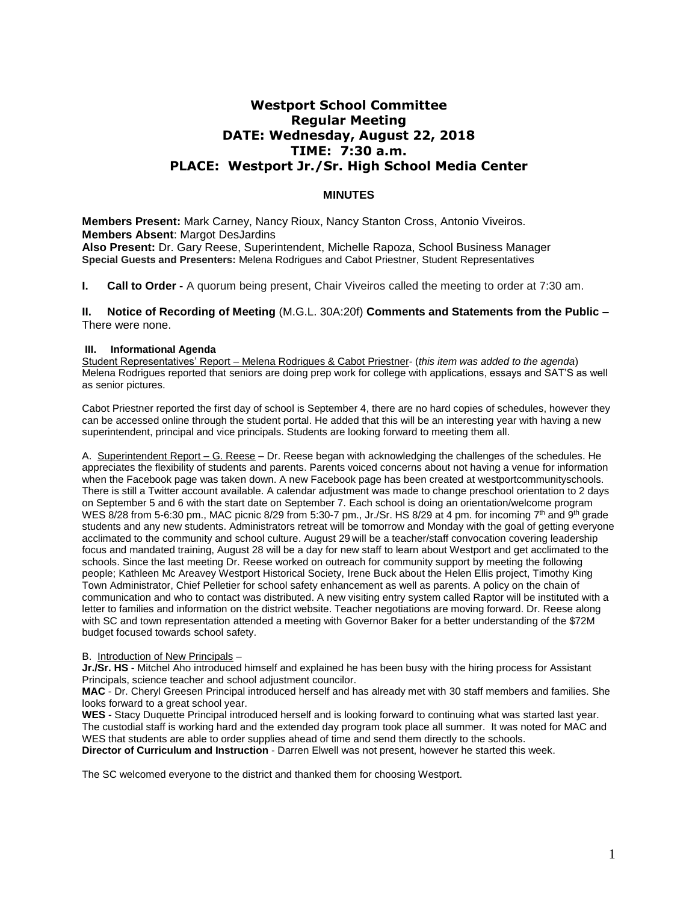# Westport School Committee
## Regular Meeting
## DATE: Wednesday, August 22, 2018
## TIME: 7:30 a.m.
## PLACE: Westport Jr./Sr. High School Media Center

### MINUTES

**Members Present:** Mark Carney, Nancy Rioux, Nancy Stanton Cross, Antonio Viveiros.
**Members Absent**: Margot DesJardins
**Also Present:** Dr. Gary Reese, Superintendent, Michelle Rapoza, School Business Manager
**Special Guests and Presenters:** Melena Rodrigues and Cabot Priestner, Student Representatives

**I. Call to Order -** A quorum being present, Chair Viveiros called the meeting to order at 7:30 am.

**II. Notice of Recording of Meeting** (M.G.L. 30A:20f) **Comments and Statements from the Public –** There were none.

**III. Informational Agenda**

Student Representatives' Report – Melena Rodrigues & Cabot Priestner- (*this item was added to the agenda*) Melena Rodrigues reported that seniors are doing prep work for college with applications, essays and SAT'S as well as senior pictures.

Cabot Priestner reported the first day of school is September 4, there are no hard copies of schedules, however they can be accessed online through the student portal. He added that this will be an interesting year with having a new superintendent, principal and vice principals. Students are looking forward to meeting them all.

A. Superintendent Report – G. Reese – Dr. Reese began with acknowledging the challenges of the schedules. He appreciates the flexibility of students and parents. Parents voiced concerns about not having a venue for information when the Facebook page was taken down. A new Facebook page has been created at westportcommunityschools. There is still a Twitter account available. A calendar adjustment was made to change preschool orientation to 2 days on September 5 and 6 with the start date on September 7. Each school is doing an orientation/welcome program WES 8/28 from 5-6:30 pm., MAC picnic 8/29 from 5:30-7 pm., Jr./Sr. HS 8/29 at 4 pm. for incoming 7th and 9th grade students and any new students. Administrators retreat will be tomorrow and Monday with the goal of getting everyone acclimated to the community and school culture. August 29 will be a teacher/staff convocation covering leadership focus and mandated training, August 28 will be a day for new staff to learn about Westport and get acclimated to the schools. Since the last meeting Dr. Reese worked on outreach for community support by meeting the following people; Kathleen Mc Areavey Westport Historical Society, Irene Buck about the Helen Ellis project, Timothy King Town Administrator, Chief Pelletier for school safety enhancement as well as parents. A policy on the chain of communication and who to contact was distributed. A new visiting entry system called Raptor will be instituted with a letter to families and information on the district website. Teacher negotiations are moving forward. Dr. Reese along with SC and town representation attended a meeting with Governor Baker for a better understanding of the $72M budget focused towards school safety.

B. Introduction of New Principals –

**Jr./Sr. HS** - Mitchel Aho introduced himself and explained he has been busy with the hiring process for Assistant Principals, science teacher and school adjustment councilor.

**MAC** - Dr. Cheryl Greesen Principal introduced herself and has already met with 30 staff members and families. She looks forward to a great school year.

**WES** - Stacy Duquette Principal introduced herself and is looking forward to continuing what was started last year. The custodial staff is working hard and the extended day program took place all summer. It was noted for MAC and WES that students are able to order supplies ahead of time and send them directly to the schools.

**Director of Curriculum and Instruction** - Darren Elwell was not present, however he started this week.

The SC welcomed everyone to the district and thanked them for choosing Westport.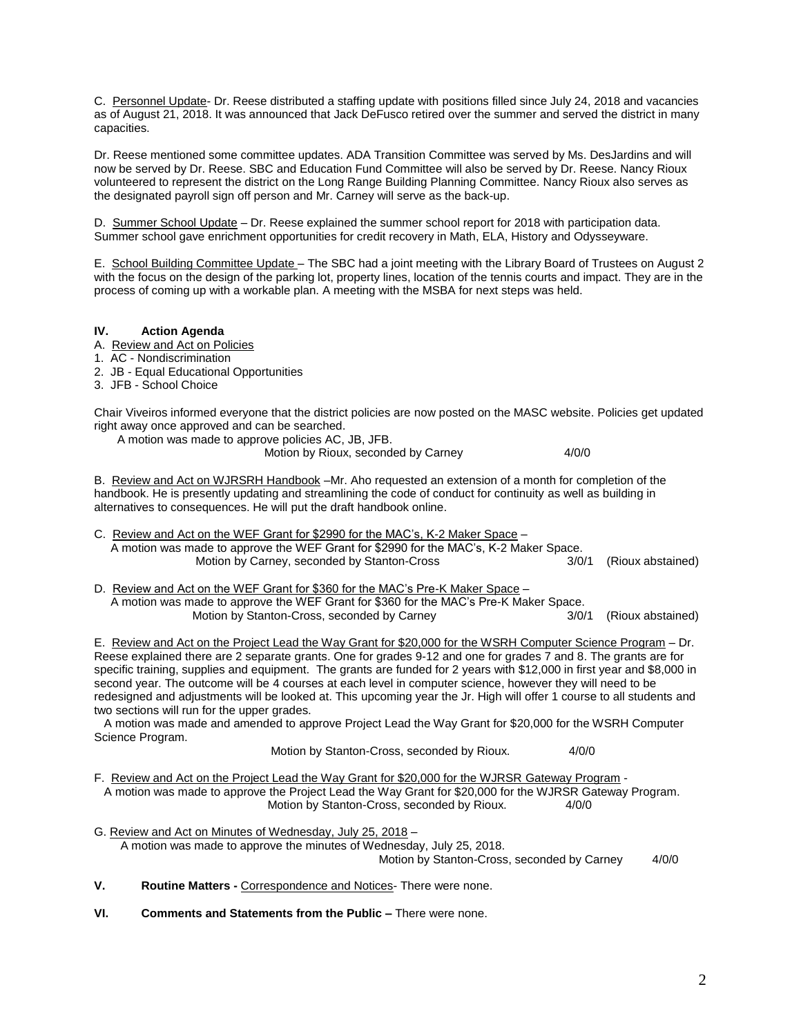C. <u>Personnel Update</u>- Dr. Reese distributed a staffing update with positions filled since July 24, 2018 and vacancies as of August 21, 2018. It was announced that Jack DeFusco retired over the summer and served the district in many capacities.

Dr. Reese mentioned some committee updates. ADA Transition Committee was served by Ms. DesJardins and will now be served by Dr. Reese. SBC and Education Fund Committee will also be served by Dr. Reese. Nancy Rioux volunteered to represent the district on the Long Range Building Planning Committee. Nancy Rioux also serves as the designated payroll sign off person and Mr. Carney will serve as the back-up.

D. <u>Summer School Update</u> – Dr. Reese explained the summer school report for 2018 with participation data. Summer school gave enrichment opportunities for credit recovery in Math, ELA, History and Odysseyware.

E. <u>School Building Committee Update</u> – The SBC had a joint meeting with the Library Board of Trustees on August 2 with the focus on the design of the parking lot, property lines, location of the tennis courts and impact. They are in the process of coming up with a workable plan. A meeting with the MSBA for next steps was held.

## IV. Action Agenda

A. <u>Review and Act on Policies</u>
1. AC - Nondiscrimination
2. JB - Equal Educational Opportunities
3. JFB - School Choice

Chair Viveiros informed everyone that the district policies are now posted on the MASC website. Policies get updated right away once approved and can be searched.

A motion was made to approve policies AC, JB, JFB.
Motion by Rioux, seconded by Carney 4/0/0

B. <u>Review and Act on WJRSRH Handbook</u> –Mr. Aho requested an extension of a month for completion of the handbook. He is presently updating and streamlining the code of conduct for continuity as well as building in alternatives to consequences. He will put the draft handbook online.

C. <u>Review and Act on the WEF Grant for $2990 for the MAC's, K-2 Maker Space</u> –
A motion was made to approve the WEF Grant for $2990 for the MAC's, K-2 Maker Space.
Motion by Carney, seconded by Stanton-Cross 3/0/1 (Rioux abstained)

D. <u>Review and Act on the WEF Grant for $360 for the MAC's Pre-K Maker Space</u> –
A motion was made to approve the WEF Grant for $360 for the MAC's Pre-K Maker Space.
Motion by Stanton-Cross, seconded by Carney 3/0/1 (Rioux abstained)

E. <u>Review and Act on the Project Lead the Way Grant for $20,000 for the WSRH Computer Science Program</u> – Dr. Reese explained there are 2 separate grants. One for grades 9-12 and one for grades 7 and 8. The grants are for specific training, supplies and equipment. The grants are funded for 2 years with $12,000 in first year and $8,000 in second year. The outcome will be 4 courses at each level in computer science, however they will need to be redesigned and adjustments will be looked at. This upcoming year the Jr. High will offer 1 course to all students and two sections will run for the upper grades.

A motion was made and amended to approve Project Lead the Way Grant for $20,000 for the WSRH Computer Science Program.
Motion by Stanton-Cross, seconded by Rioux. 4/0/0

F. <u>Review and Act on the Project Lead the Way Grant for $20,000 for the WJRSR Gateway Program</u> -
A motion was made to approve the Project Lead the Way Grant for $20,000 for the WJRSR Gateway Program.
Motion by Stanton-Cross, seconded by Rioux. 4/0/0

G. <u>Review and Act on Minutes of Wednesday, July 25, 2018</u> –
A motion was made to approve the minutes of Wednesday, July 25, 2018.
Motion by Stanton-Cross, seconded by Carney 4/0/0

## V. Routine Matters - <u>Correspondence and Notices</u>- There were none.

## VI. Comments and Statements from the Public – There were none.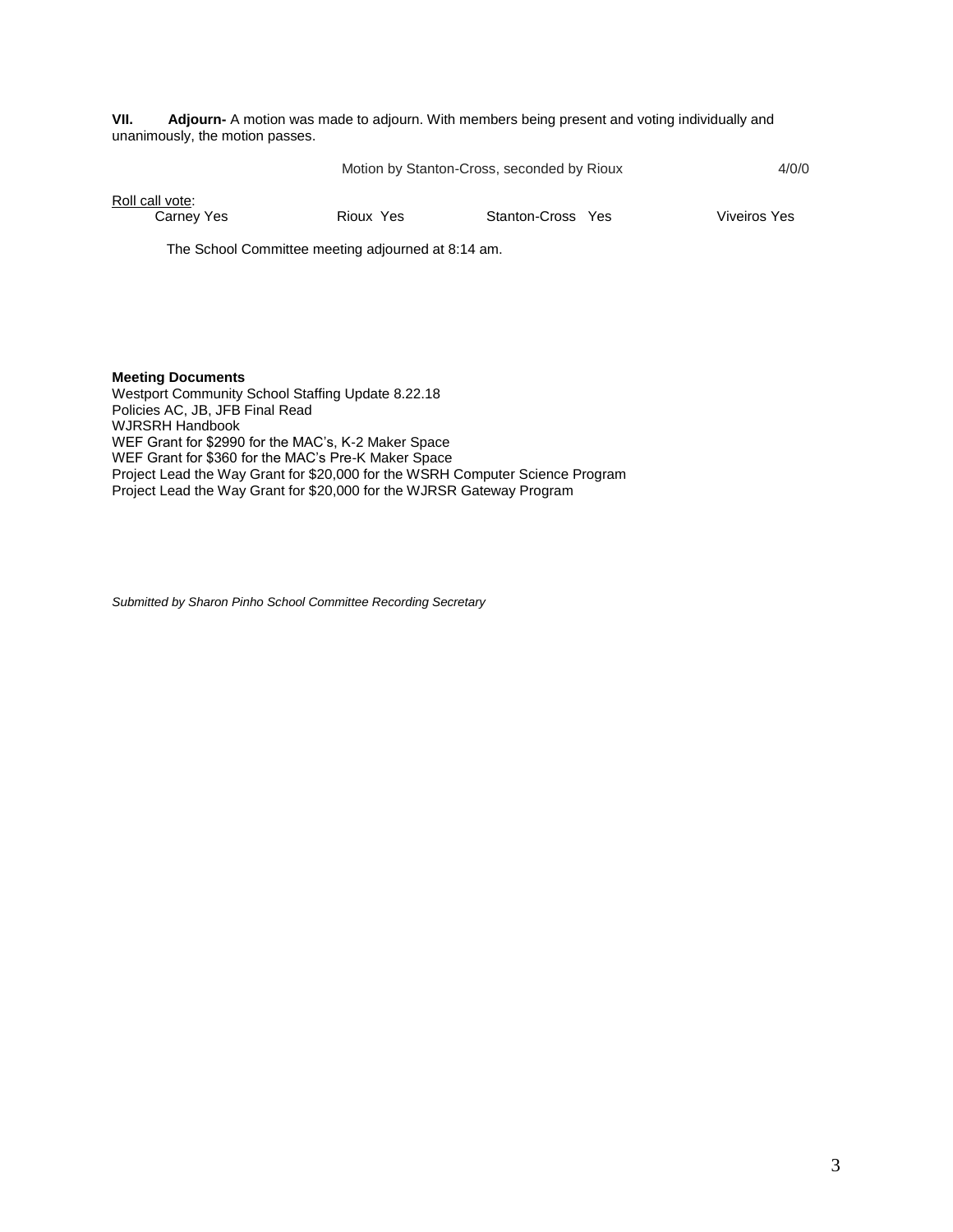**VII. Adjourn-** A motion was made to adjourn. With members being present and voting individually and unanimously, the motion passes.

Motion by Stanton-Cross, seconded by Rioux 4/0/0

Roll call vote:

| | | | |
|---|---|---|---|
| Carney Yes | Rioux Yes | Stanton-Cross Yes | Viveiros Yes |

The School Committee meeting adjourned at 8:14 am.

**Meeting Documents**

Westport Community School Staffing Update 8.22.18
Policies AC, JB, JFB Final Read
WJRSRH Handbook
WEF Grant for $2990 for the MAC's, K-2 Maker Space
WEF Grant for $360 for the MAC's Pre-K Maker Space
Project Lead the Way Grant for $20,000 for the WSRH Computer Science Program
Project Lead the Way Grant for $20,000 for the WJRSR Gateway Program

*Submitted by Sharon Pinho School Committee Recording Secretary*